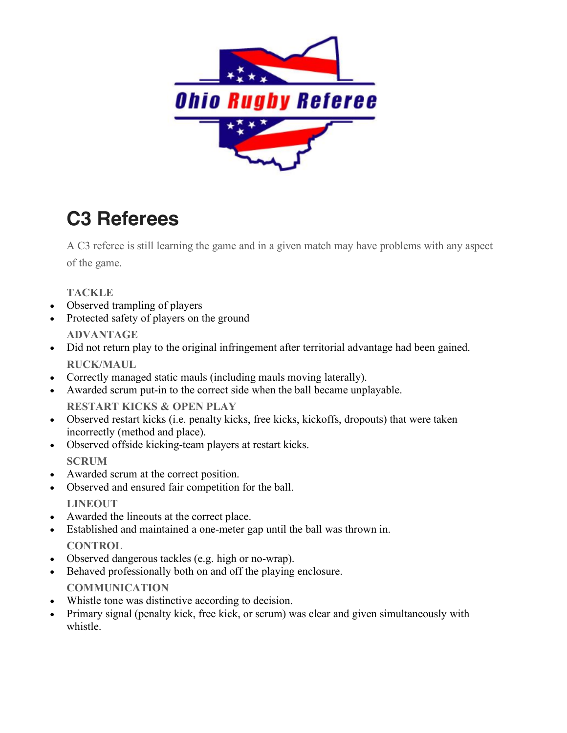# C3 Referees

A C3 referee is still learning the game and in a given match may have problems with any aspect of the game.

### TACKLE

- Observed trampling of players
- Protected safety of players on the ground

### ADVANTAGE

- Did not return play to the original infringement after territorial advantage had been gained.

### RUCK/MAUL

- Correctly managed static mauls (including mauls moving laterally).
- Awarded scrum put-in to the correct side when the ball became unplayable.

### RESTART KICKS & OPEN PLAY

- Observed restart kicks (i.e. penalty kicks, free kicks, kickoffs, dropouts) that were taken incorrectly (method and place).
- Observed offside kicking-team players at restart kicks.

### SCRUM

- Awarded scrum at the correct position.
- Observed and ensured fair competition for the ball.

### LINEOUT

- Awarded the lineouts at the correct place.
- Established and maintained a one-meter gap until the ball was thrown in.

### CONTROL

- Observed dangerous tackles (e.g. high or no-wrap).
- Behaved professionally both on and off the playing enclosure.

### COMMUNICATION

- Whistle tone was distinctive according to decision.
- Primary signal (penalty kick, free kick, or scrum) was clear and given simultaneously with whistle.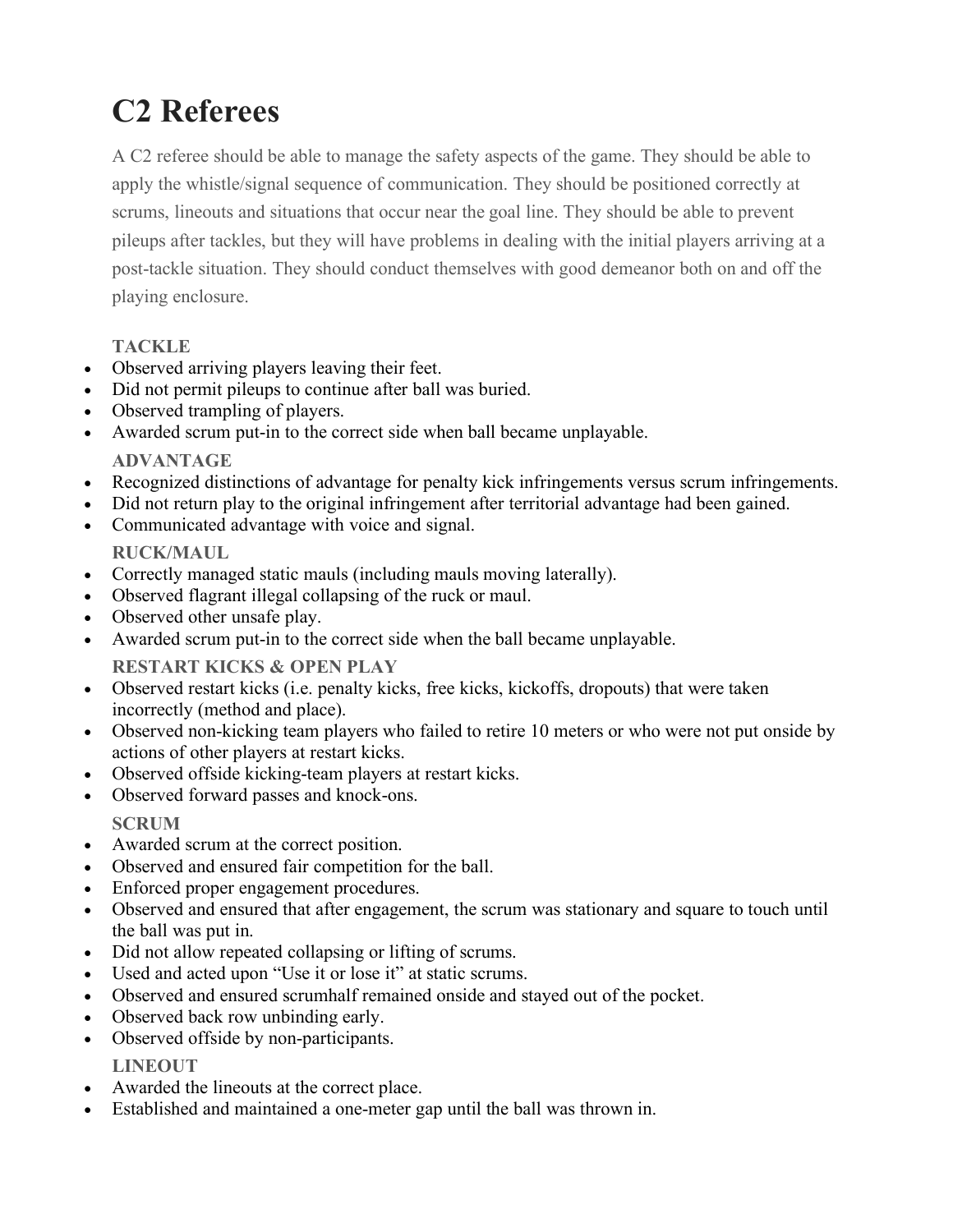# C2 Referees

A C2 referee should be able to manage the safety aspects of the game. They should be able to apply the whistle/signal sequence of communication. They should be positioned correctly at scrums, lineouts and situations that occur near the goal line. They should be able to prevent pileups after tackles, but they will have problems in dealing with the initial players arriving at a post-tackle situation. They should conduct themselves with good demeanor both on and off the playing enclosure.

### TACKLE

- Observed arriving players leaving their feet.
- Did not permit pileups to continue after ball was buried.
- Observed trampling of players.
- Awarded scrum put-in to the correct side when ball became unplayable.

### ADVANTAGE

- Recognized distinctions of advantage for penalty kick infringements versus scrum infringements.
- Did not return play to the original infringement after territorial advantage had been gained.
- Communicated advantage with voice and signal.

### RUCK/MAUL

- Correctly managed static mauls (including mauls moving laterally).
- Observed flagrant illegal collapsing of the ruck or maul.
- Observed other unsafe play.
- Awarded scrum put-in to the correct side when the ball became unplayable.

### RESTART KICKS & OPEN PLAY

- Observed restart kicks (i.e. penalty kicks, free kicks, kickoffs, dropouts) that were taken incorrectly (method and place).
- Observed non-kicking team players who failed to retire 10 meters or who were not put onside by actions of other players at restart kicks.
- Observed offside kicking-team players at restart kicks.
- Observed forward passes and knock-ons.

### SCRUM

- Awarded scrum at the correct position.
- Observed and ensured fair competition for the ball.
- Enforced proper engagement procedures.
- Observed and ensured that after engagement, the scrum was stationary and square to touch until the ball was put in.
- Did not allow repeated collapsing or lifting of scrums.
- Used and acted upon "Use it or lose it" at static scrums.
- Observed and ensured scrumhalf remained onside and stayed out of the pocket.
- Observed back row unbinding early.
- Observed offside by non-participants.

### LINEOUT

- Awarded the lineouts at the correct place.
- Established and maintained a one-meter gap until the ball was thrown in.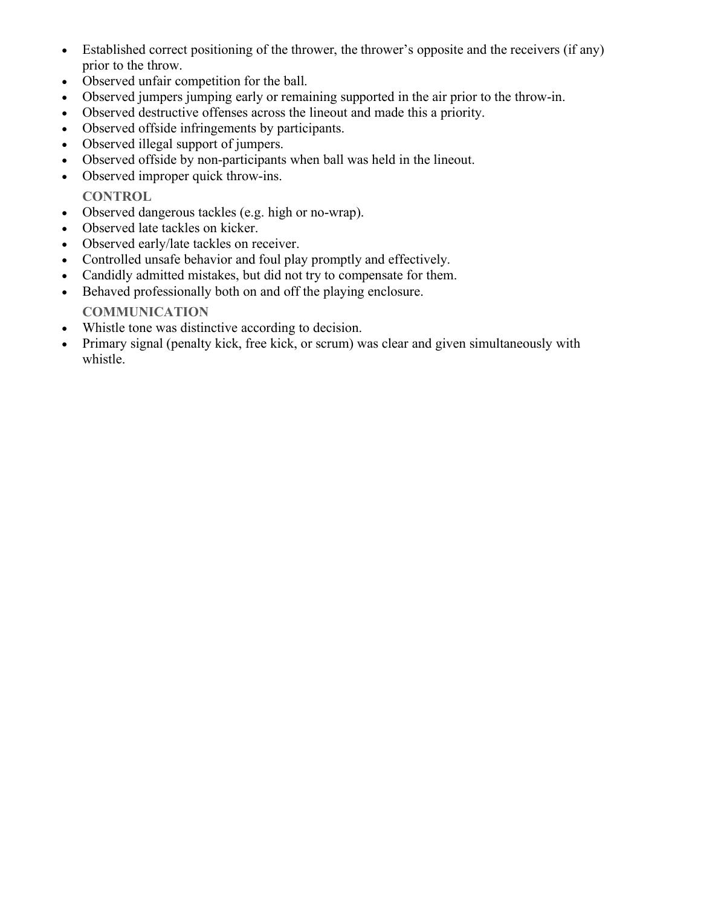- Established correct positioning of the thrower, the thrower's opposite and the receivers (if any) prior to the throw.
- Observed unfair competition for the ball.
- Observed jumpers jumping early or remaining supported in the air prior to the throw-in.
- Observed destructive offenses across the lineout and made this a priority.
- Observed offside infringements by participants.
- Observed illegal support of jumpers.
- Observed offside by non-participants when ball was held in the lineout.
- Observed improper quick throw-ins.

### CONTROL

- Observed dangerous tackles (e.g. high or no-wrap).
- Observed late tackles on kicker.
- Observed early/late tackles on receiver.
- Controlled unsafe behavior and foul play promptly and effectively.
- Candidly admitted mistakes, but did not try to compensate for them.
- Behaved professionally both on and off the playing enclosure.

### COMMUNICATION

- Whistle tone was distinctive according to decision.
- Primary signal (penalty kick, free kick, or scrum) was clear and given simultaneously with whistle.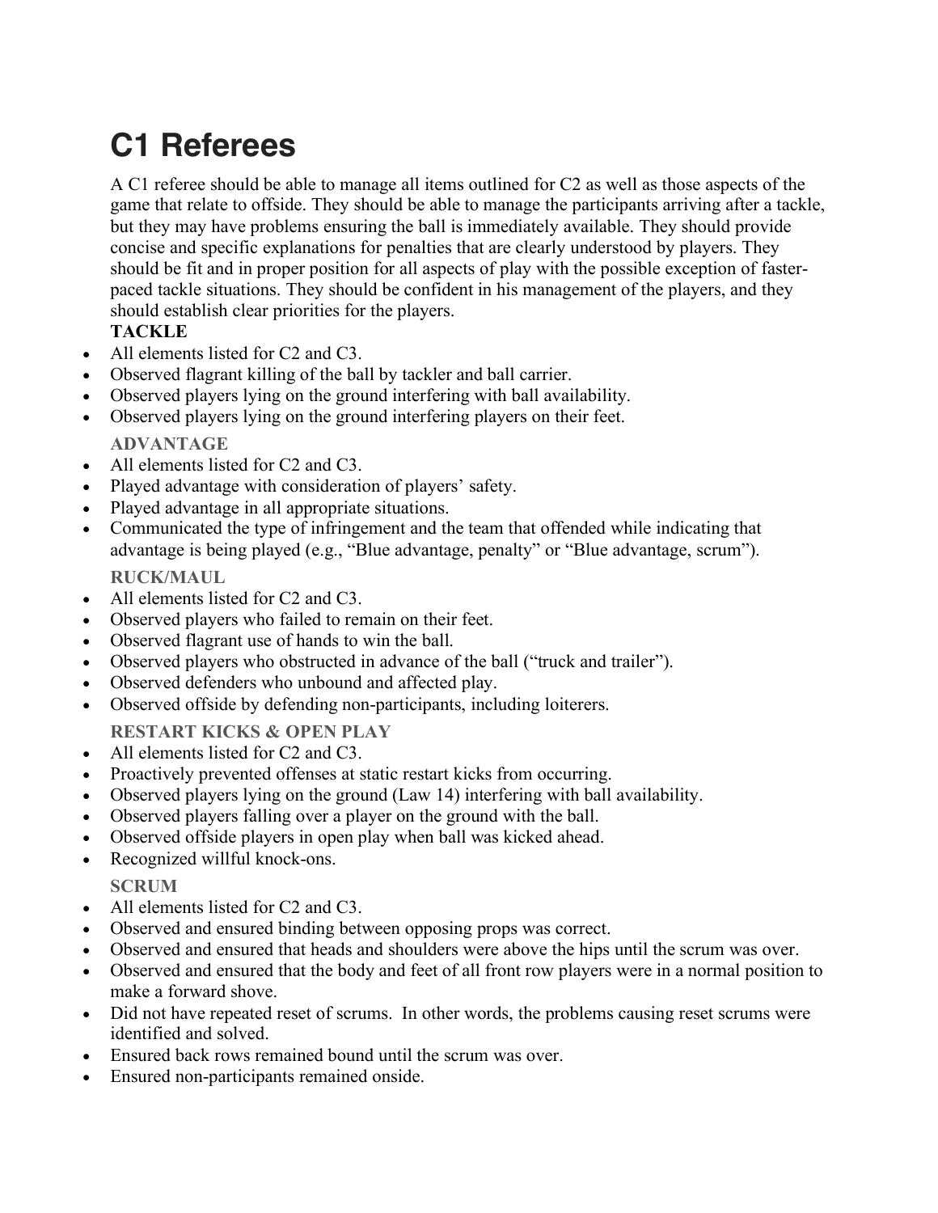# C1 Referees

A C1 referee should be able to manage all items outlined for C2 as well as those aspects of the game that relate to offside. They should be able to manage the participants arriving after a tackle, but they may have problems ensuring the ball is immediately available. They should provide concise and specific explanations for penalties that are clearly understood by players. They should be fit and in proper position for all aspects of play with the possible exception of faster-paced tackle situations. They should be confident in his management of the players, and they should establish clear priorities for the players.

**TACKLE**

- All elements listed for C2 and C3.
- Observed flagrant killing of the ball by tackler and ball carrier.
- Observed players lying on the ground interfering with ball availability.
- Observed players lying on the ground interfering players on their feet.

**ADVANTAGE**

- All elements listed for C2 and C3.
- Played advantage with consideration of players' safety.
- Played advantage in all appropriate situations.
- Communicated the type of infringement and the team that offended while indicating that advantage is being played (e.g., "Blue advantage, penalty" or "Blue advantage, scrum").

**RUCK/MAUL**

- All elements listed for C2 and C3.
- Observed players who failed to remain on their feet.
- Observed flagrant use of hands to win the ball.
- Observed players who obstructed in advance of the ball ("truck and trailer").
- Observed defenders who unbound and affected play.
- Observed offside by defending non-participants, including loiterers.

**RESTART KICKS & OPEN PLAY**

- All elements listed for C2 and C3.
- Proactively prevented offenses at static restart kicks from occurring.
- Observed players lying on the ground (Law 14) interfering with ball availability.
- Observed players falling over a player on the ground with the ball.
- Observed offside players in open play when ball was kicked ahead.
- Recognized willful knock-ons.

**SCRUM**

- All elements listed for C2 and C3.
- Observed and ensured binding between opposing props was correct.
- Observed and ensured that heads and shoulders were above the hips until the scrum was over.
- Observed and ensured that the body and feet of all front row players were in a normal position to make a forward shove.
- Did not have repeated reset of scrums. In other words, the problems causing reset scrums were identified and solved.
- Ensured back rows remained bound until the scrum was over.
- Ensured non-participants remained onside.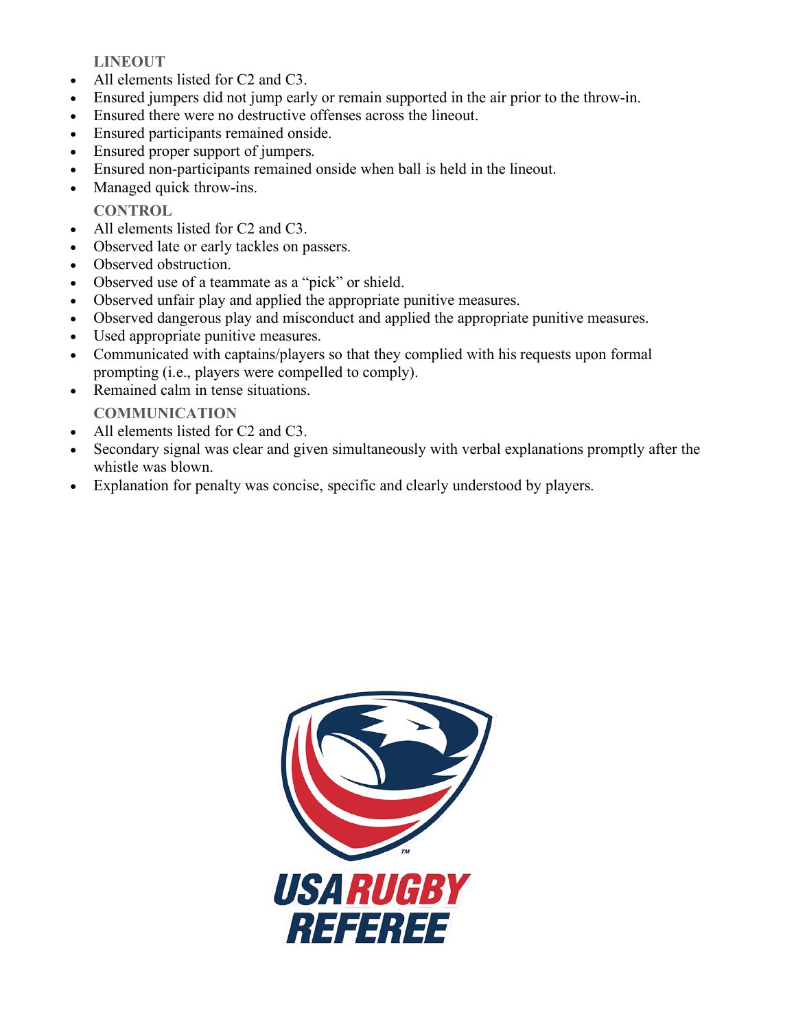### LINEOUT

- All elements listed for C2 and C3.
- Ensured jumpers did not jump early or remain supported in the air prior to the throw-in.
- Ensured there were no destructive offenses across the lineout.
- Ensured participants remained onside.
- Ensured proper support of jumpers.
- Ensured non-participants remained onside when ball is held in the lineout.
- Managed quick throw-ins.

### CONTROL

- All elements listed for C2 and C3.
- Observed late or early tackles on passers.
- Observed obstruction.
- Observed use of a teammate as a "pick" or shield.
- Observed unfair play and applied the appropriate punitive measures.
- Observed dangerous play and misconduct and applied the appropriate punitive measures.
- Used appropriate punitive measures.
- Communicated with captains/players so that they complied with his requests upon formal prompting (i.e., players were compelled to comply).
- Remained calm in tense situations.

### COMMUNICATION

- All elements listed for C2 and C3.
- Secondary signal was clear and given simultaneously with verbal explanations promptly after the whistle was blown.
- Explanation for penalty was concise, specific and clearly understood by players.

USA RUGBY REFEREE